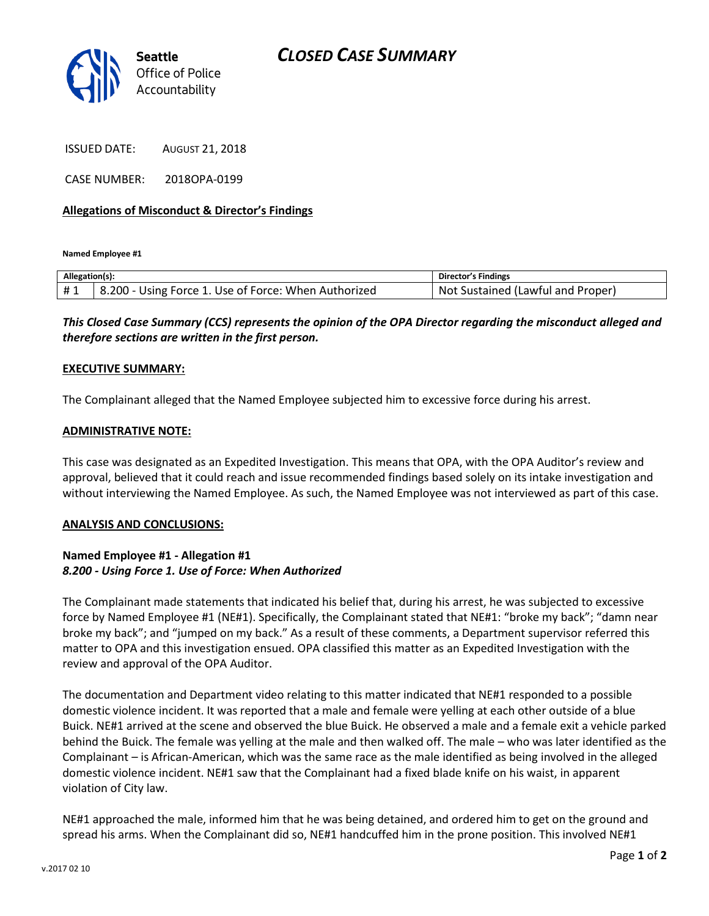Seattle Office of Police Accountability

# CLOSED CASE SUMMARY

ISSUED DATE: AUGUST 21, 2018

CASE NUMBER: 2018OPA-0199

**Allegations of Misconduct & Director's Findings**

**Named Employee #1**

| Allegation(s): | | Director's Findings |
|---|---|---|
| # 1 | 8.200 - Using Force 1. Use of Force: When Authorized | Not Sustained (Lawful and Proper) |

***This Closed Case Summary (CCS) represents the opinion of the OPA Director regarding the misconduct alleged and therefore sections are written in the first person.***

**EXECUTIVE SUMMARY:**

The Complainant alleged that the Named Employee subjected him to excessive force during his arrest.

**ADMINISTRATIVE NOTE:**

This case was designated as an Expedited Investigation. This means that OPA, with the OPA Auditor's review and approval, believed that it could reach and issue recommended findings based solely on its intake investigation and without interviewing the Named Employee. As such, the Named Employee was not interviewed as part of this case.

**ANALYSIS AND CONCLUSIONS:**

**Named Employee #1 - Allegation #1**
***8.200 - Using Force 1. Use of Force: When Authorized***

The Complainant made statements that indicated his belief that, during his arrest, he was subjected to excessive force by Named Employee #1 (NE#1). Specifically, the Complainant stated that NE#1: "broke my back"; "damn near broke my back"; and "jumped on my back." As a result of these comments, a Department supervisor referred this matter to OPA and this investigation ensued. OPA classified this matter as an Expedited Investigation with the review and approval of the OPA Auditor.

The documentation and Department video relating to this matter indicated that NE#1 responded to a possible domestic violence incident. It was reported that a male and female were yelling at each other outside of a blue Buick. NE#1 arrived at the scene and observed the blue Buick. He observed a male and a female exit a vehicle parked behind the Buick. The female was yelling at the male and then walked off. The male – who was later identified as the Complainant – is African-American, which was the same race as the male identified as being involved in the alleged domestic violence incident. NE#1 saw that the Complainant had a fixed blade knife on his waist, in apparent violation of City law.

NE#1 approached the male, informed him that he was being detained, and ordered him to get on the ground and spread his arms. When the Complainant did so, NE#1 handcuffed him in the prone position. This involved NE#1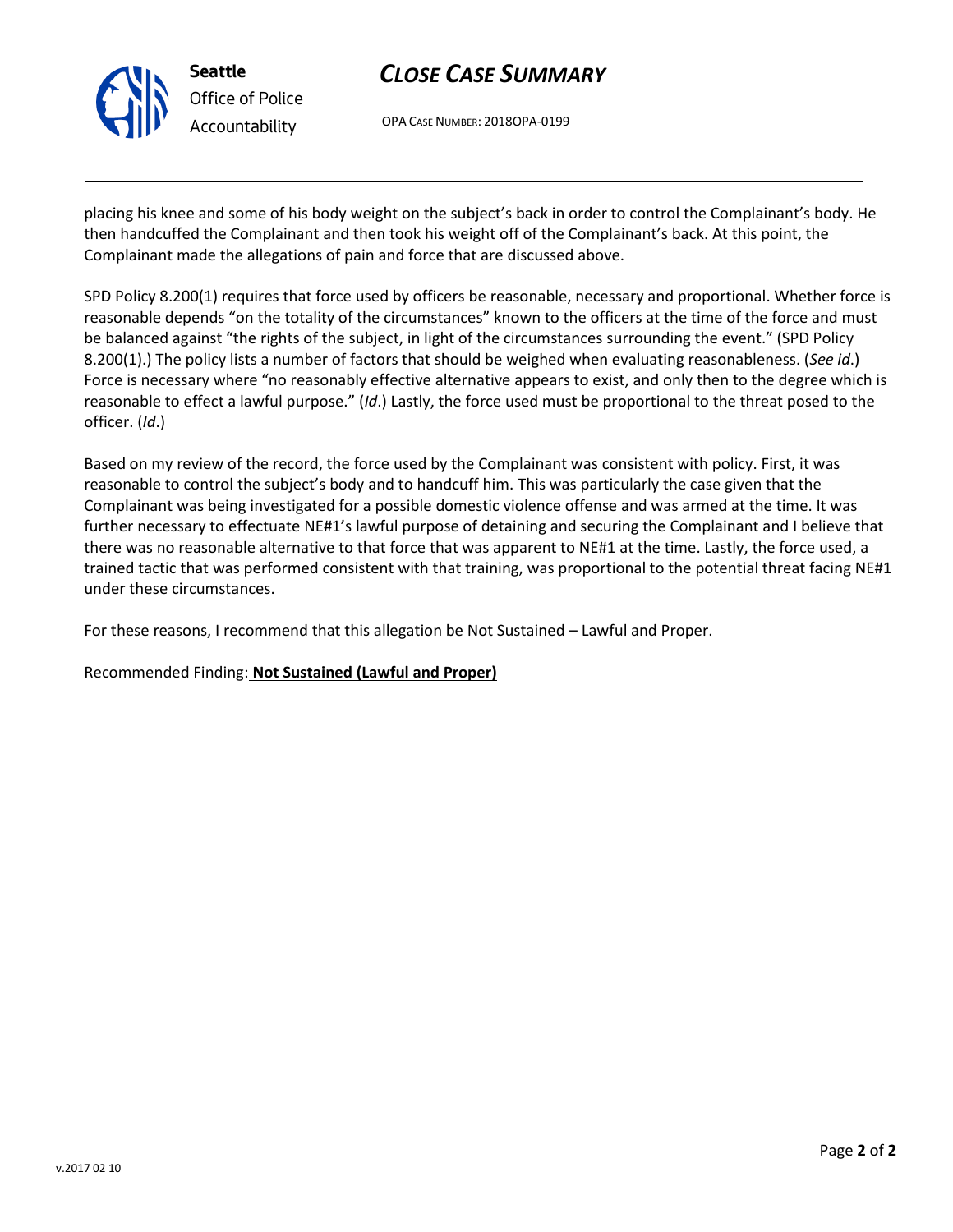placing his knee and some of his body weight on the subject's back in order to control the Complainant's body. He then handcuffed the Complainant and then took his weight off of the Complainant's back. At this point, the Complainant made the allegations of pain and force that are discussed above.

SPD Policy 8.200(1) requires that force used by officers be reasonable, necessary and proportional. Whether force is reasonable depends "on the totality of the circumstances" known to the officers at the time of the force and must be balanced against "the rights of the subject, in light of the circumstances surrounding the event." (SPD Policy 8.200(1).) The policy lists a number of factors that should be weighed when evaluating reasonableness. (*See id*.) Force is necessary where "no reasonably effective alternative appears to exist, and only then to the degree which is reasonable to effect a lawful purpose." (*Id*.) Lastly, the force used must be proportional to the threat posed to the officer. (*Id*.)

Based on my review of the record, the force used by the Complainant was consistent with policy. First, it was reasonable to control the subject's body and to handcuff him. This was particularly the case given that the Complainant was being investigated for a possible domestic violence offense and was armed at the time. It was further necessary to effectuate NE#1's lawful purpose of detaining and securing the Complainant and I believe that there was no reasonable alternative to that force that was apparent to NE#1 at the time. Lastly, the force used, a trained tactic that was performed consistent with that training, was proportional to the potential threat facing NE#1 under these circumstances.

For these reasons, I recommend that this allegation be Not Sustained – Lawful and Proper.

Recommended Finding: **Not Sustained (Lawful and Proper)**